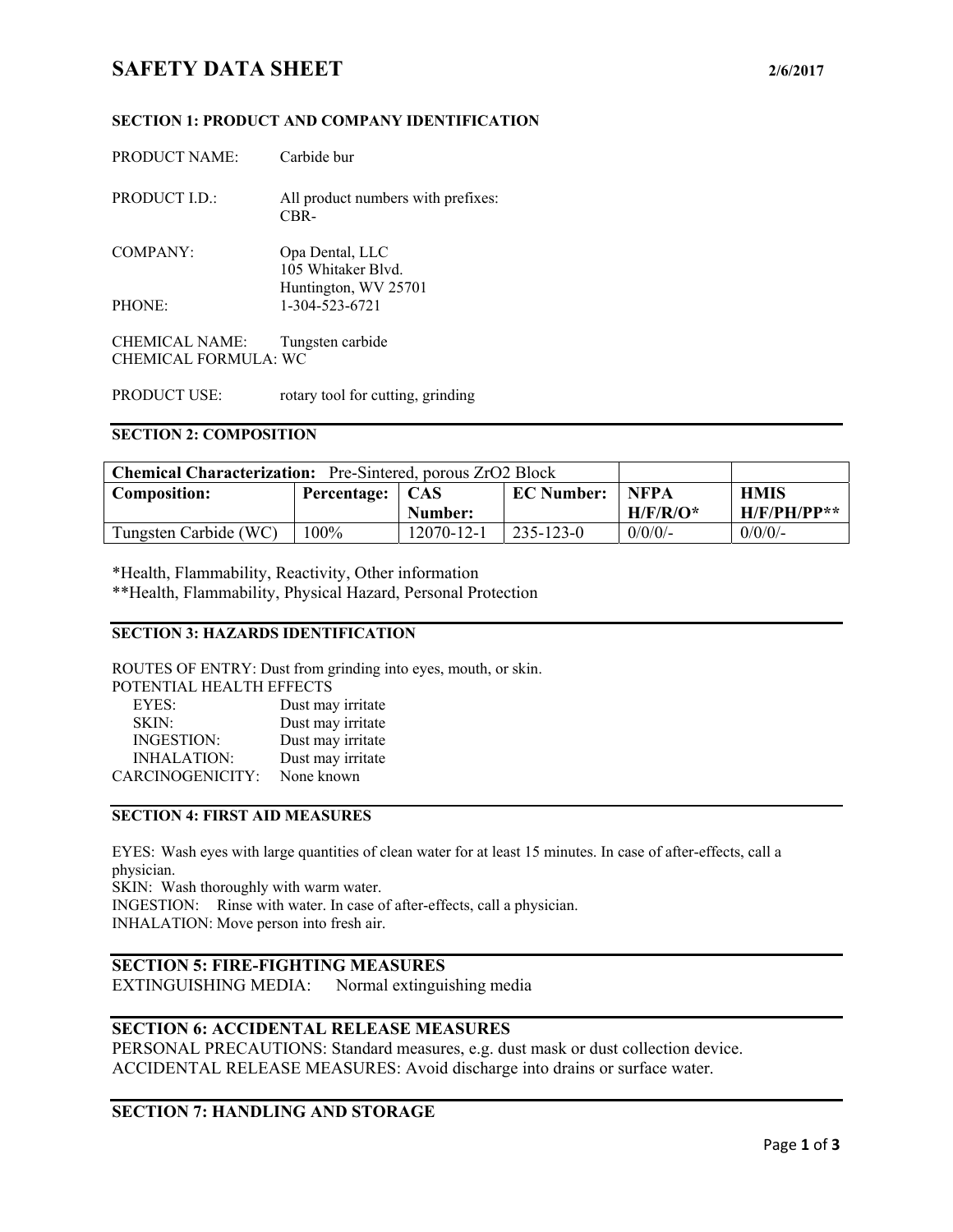# SAFETY DATA SHEET

2/6/2017

## SECTION 1: PRODUCT AND COMPANY IDENTIFICATION

PRODUCT NAME: Carbide bur

PRODUCT I.D.: All product numbers with prefixes: CBR-

COMPANY: Opa Dental, LLC
105 Whitaker Blvd.
Huntington, WV 25701

PHONE: 1-304-523-6721

CHEMICAL NAME: Tungsten carbide
CHEMICAL FORMULA: WC

PRODUCT USE: rotary tool for cutting, grinding

## SECTION 2: COMPOSITION

| **Chemical Characterization:** Pre-Sintered, porous $ZrO_2$ Block | | | | | |
|---|---|---|---|---|---|
| **Composition:** | **Percentage:** | **CAS Number:** | **EC Number:** | **NFPA H/F/R/O*** | **HMIS H/F/PH/PP**** |
| Tungsten Carbide (WC) | 100% | 12070-12-1 | 235-123-0 | 0/0/0/- | 0/0/0/- |

*Health, Flammability, Reactivity, Other information
**Health, Flammability, Physical Hazard, Personal Protection

## SECTION 3: HAZARDS IDENTIFICATION

ROUTES OF ENTRY: Dust from grinding into eyes, mouth, or skin.

POTENTIAL HEALTH EFFECTS
- EYES: Dust may irritate
- SKIN: Dust may irritate
- INGESTION: Dust may irritate
- INHALATION: Dust may irritate

CARCINOGENICITY: None known

## SECTION 4: FIRST AID MEASURES

EYES: Wash eyes with large quantities of clean water for at least 15 minutes. In case of after-effects, call a physician.
SKIN: Wash thoroughly with warm water.
INGESTION: Rinse with water. In case of after-effects, call a physician.
INHALATION: Move person into fresh air.

## SECTION 5: FIRE-FIGHTING MEASURES

EXTINGUISHING MEDIA: Normal extinguishing media

## SECTION 6: ACCIDENTAL RELEASE MEASURES

PERSONAL PRECAUTIONS: Standard measures, e.g. dust mask or dust collection device.
ACCIDENTAL RELEASE MEASURES: Avoid discharge into drains or surface water.

## SECTION 7: HANDLING AND STORAGE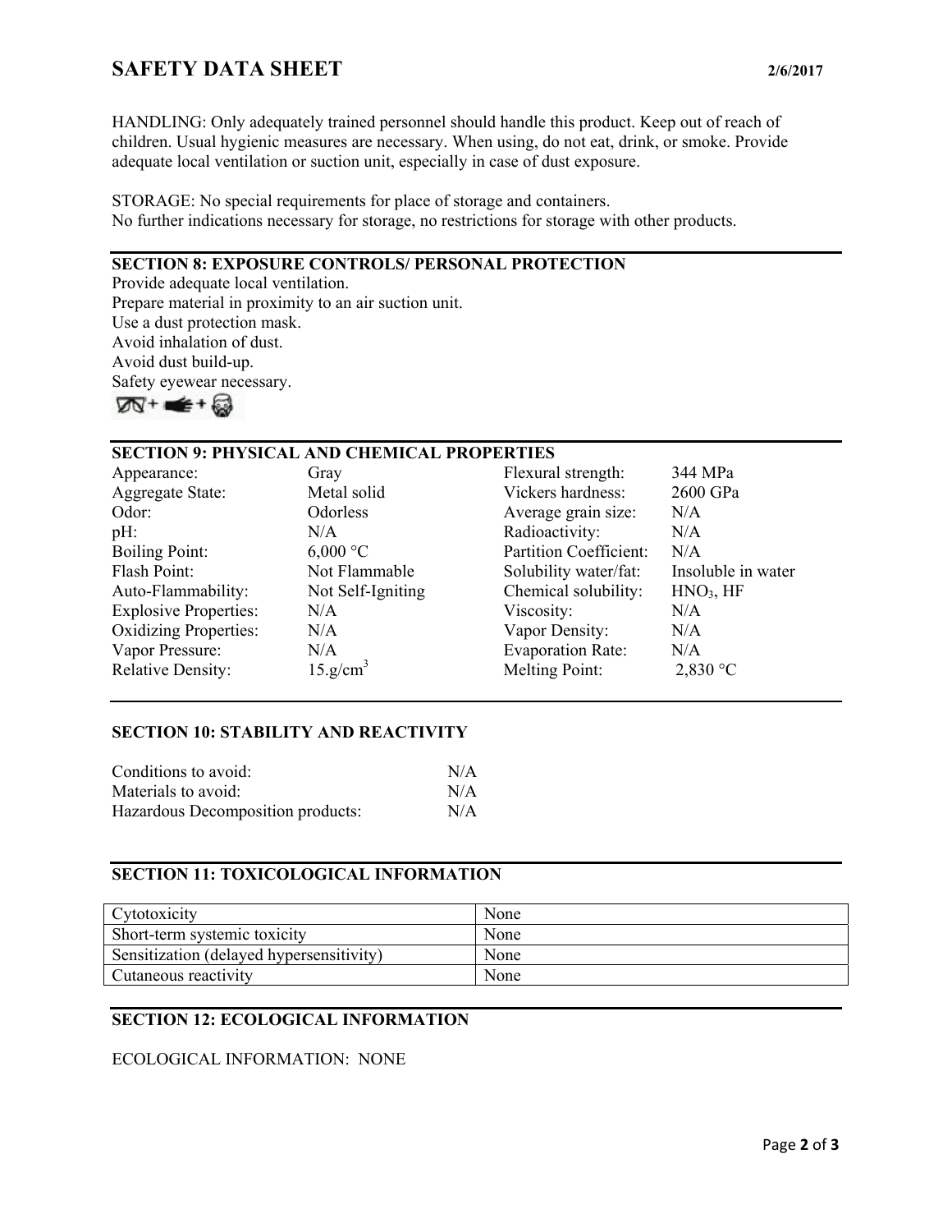HANDLING: Only adequately trained personnel should handle this product. Keep out of reach of children. Usual hygienic measures are necessary. When using, do not eat, drink, or smoke. Provide adequate local ventilation or suction unit, especially in case of dust exposure.

STORAGE: No special requirements for place of storage and containers.
No further indications necessary for storage, no restrictions for storage with other products.

## SECTION 8: EXPOSURE CONTROLS/ PERSONAL PROTECTION

Provide adequate local ventilation.
Prepare material in proximity to an air suction unit.
Use a dust protection mask.
Avoid inhalation of dust.
Avoid dust build-up.
Safety eyewear necessary.

## SECTION 9: PHYSICAL AND CHEMICAL PROPERTIES

| | | | |
|---|---|---|---|
| Appearance: | Gray | Flexural strength: | 344 MPa |
| Aggregate State: | Metal solid | Vickers hardness: | 2600 GPa |
| Odor: | Odorless | Average grain size: | N/A |
| pH: | N/A | Radioactivity: | N/A |
| Boiling Point: | 6,000 °C | Partition Coefficient: | N/A |
| Flash Point: | Not Flammable | Solubility water/fat: | Insoluble in water |
| Auto-Flammability: | Not Self-Igniting | Chemical solubility: | $HNO_3$, HF |
| Explosive Properties: | N/A | Viscosity: | N/A |
| Oxidizing Properties: | N/A | Vapor Density: | N/A |
| Vapor Pressure: | N/A | Evaporation Rate: | N/A |
| Relative Density: | $15.g/cm^3$ | Melting Point: | 2,830 °C |

## SECTION 10: STABILITY AND REACTIVITY

| | |
|---|---|
| Conditions to avoid: | N/A |
| Materials to avoid: | N/A |
| Hazardous Decomposition products: | N/A |

## SECTION 11: TOXICOLOGICAL INFORMATION

| | |
|---|---|
| Cytotoxicity | None |
| Short-term systemic toxicity | None |
| Sensitization (delayed hypersensitivity) | None |
| Cutaneous reactivity | None |

## SECTION 12: ECOLOGICAL INFORMATION

ECOLOGICAL INFORMATION: NONE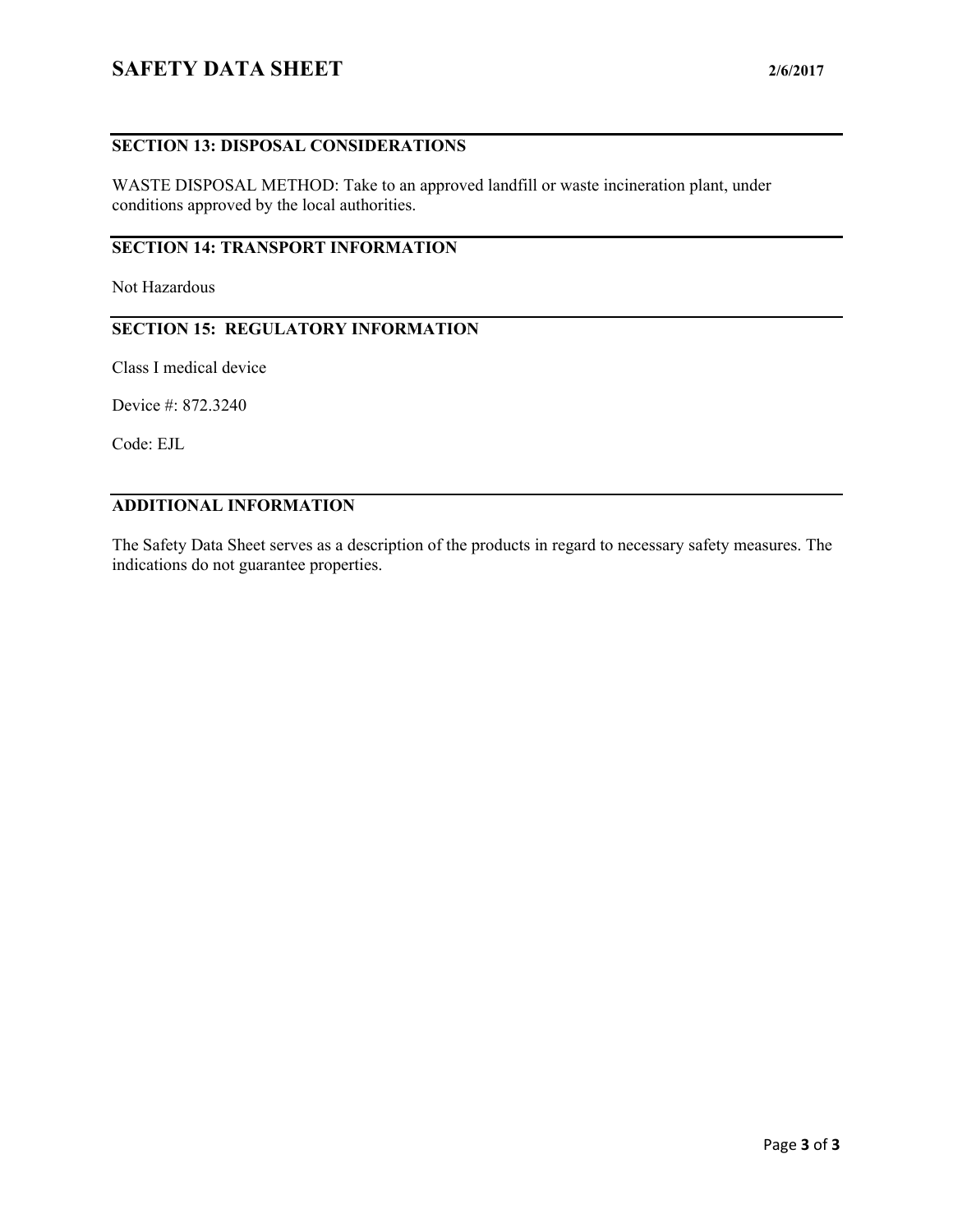## SECTION 13: DISPOSAL CONSIDERATIONS

WASTE DISPOSAL METHOD: Take to an approved landfill or waste incineration plant, under conditions approved by the local authorities.

## SECTION 14: TRANSPORT INFORMATION

Not Hazardous

## SECTION 15: REGULATORY INFORMATION

Class I medical device

Device #: 872.3240

Code: EJL

## ADDITIONAL INFORMATION

The Safety Data Sheet serves as a description of the products in regard to necessary safety measures. The indications do not guarantee properties.